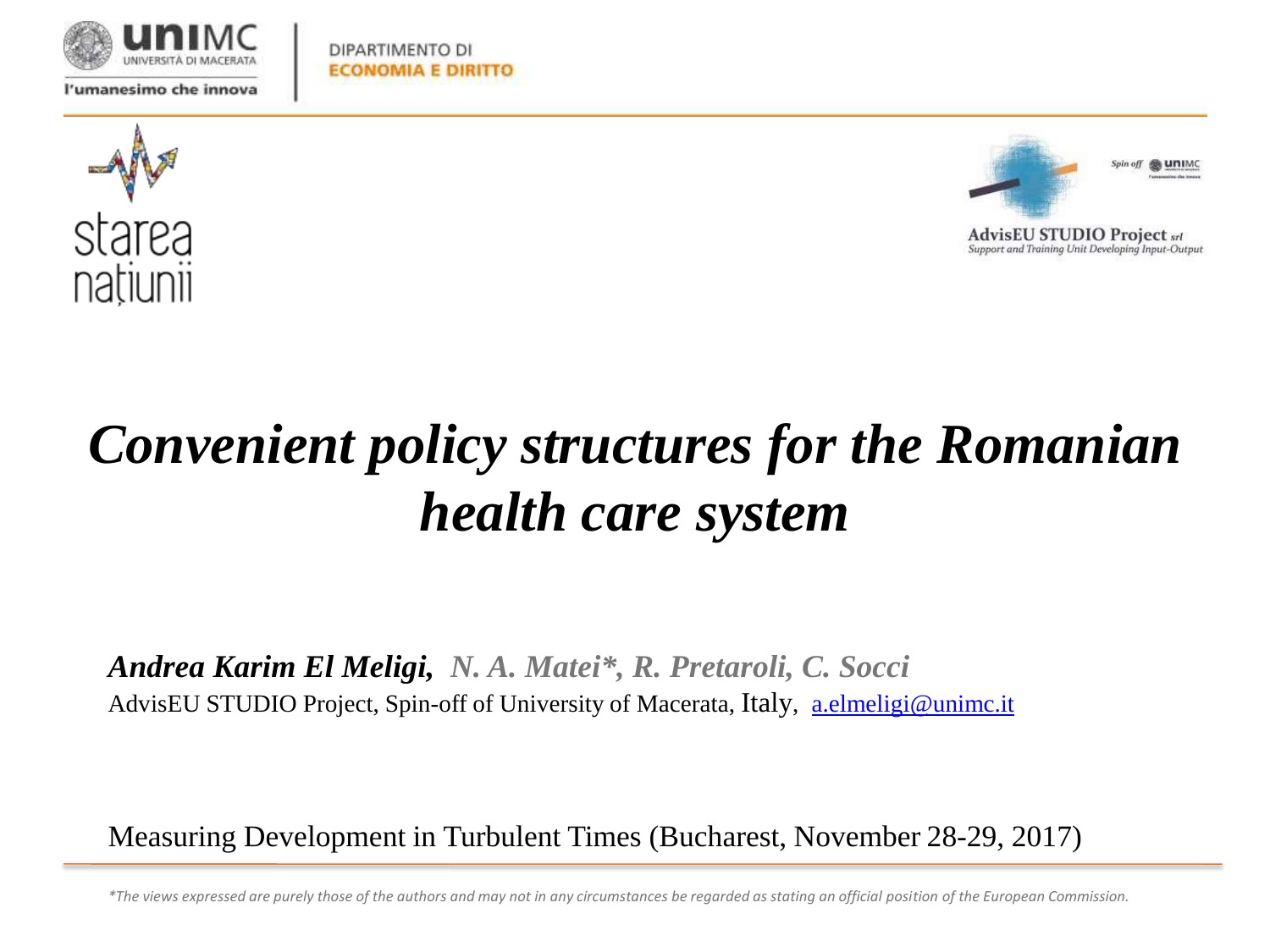UNIVERSITÀ DI MACERATA

l'umanesimo che innova

DIPARTIMENTO DI
ECONOMIA E DIRITTO

starea națiunii

AdvisEU STUDIO Project srl
Support and Training Unit Developing Input-Output

# *Convenient policy structures for the Romanian health care system*

***Andrea Karim El Meligi,*** ***N. A. Matei\*, R. Pretaroli, C. Socci***

AdvisEU STUDIO Project, Spin-off of University of Macerata, Italy, a.elmeligi@unimc.it

Measuring Development in Turbulent Times (Bucharest, November 28-29, 2017)

*\*The views expressed are purely those of the authors and may not in any circumstances be regarded as stating an official position of the European Commission.*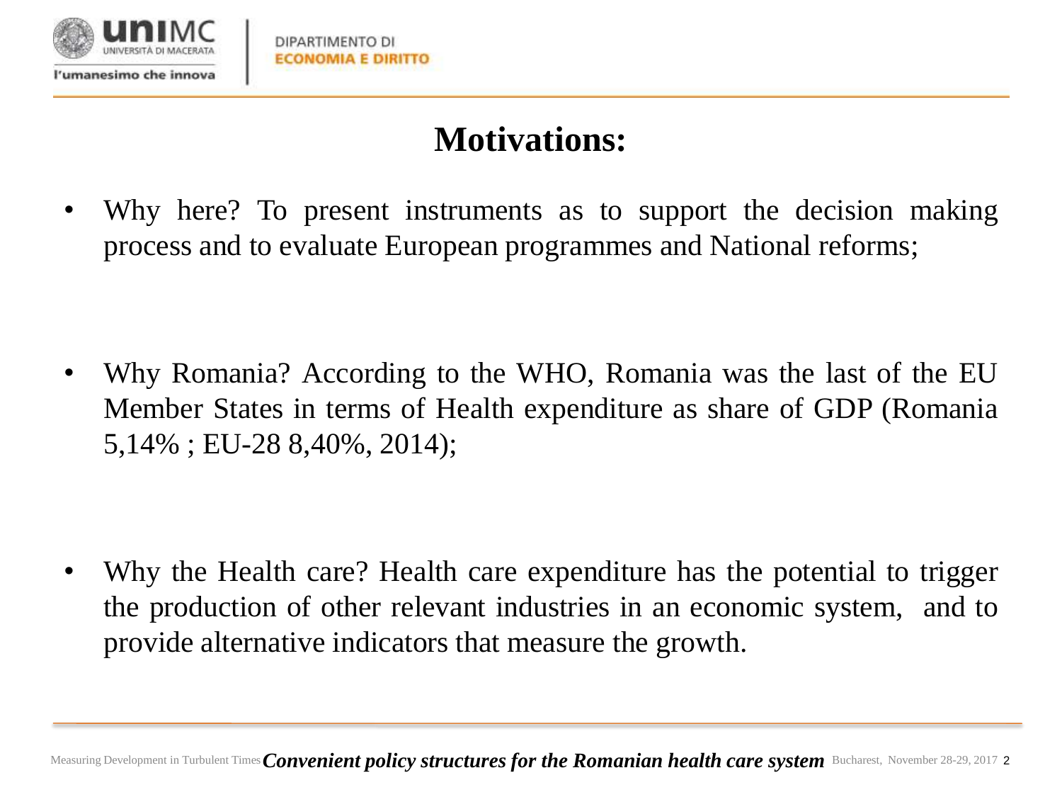# Motivations:

- Why here? To present instruments as to support the decision making process and to evaluate European programmes and National reforms;

- Why Romania? According to the WHO, Romania was the last of the EU Member States in terms of Health expenditure as share of GDP (Romania 5,14% ; EU-28 8,40%, 2014);

- Why the Health care? Health care expenditure has the potential to trigger the production of other relevant industries in an economic system, and to provide alternative indicators that measure the growth.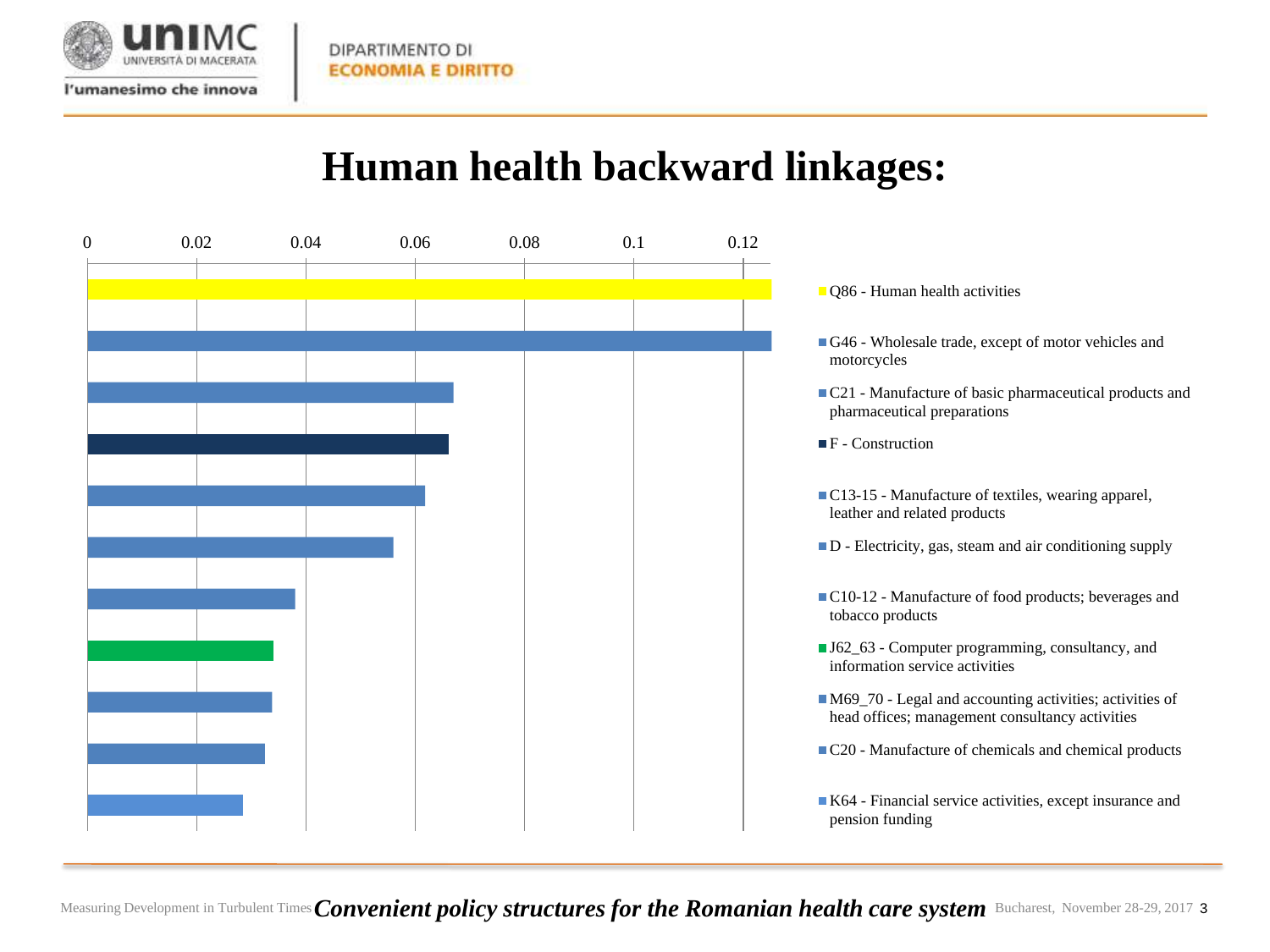# Human health backward linkages:

0 | 0.02 | 0.04 | 0.06 | 0.08 | 0.1 | 0.12

- Q86 - Human health activities
- G46 - Wholesale trade, except of motor vehicles and motorcycles
- C21 - Manufacture of basic pharmaceutical products and pharmaceutical preparations
- F - Construction
- C13-15 - Manufacture of textiles, wearing apparel, leather and related products
- D - Electricity, gas, steam and air conditioning supply
- C10-12 - Manufacture of food products; beverages and tobacco products
- J62_63 - Computer programming, consultancy, and information service activities
- M69_70 - Legal and accounting activities; activities of head offices; management consultancy activities
- C20 - Manufacture of chemicals and chemical products
- K64 - Financial service activities, except insurance and pension funding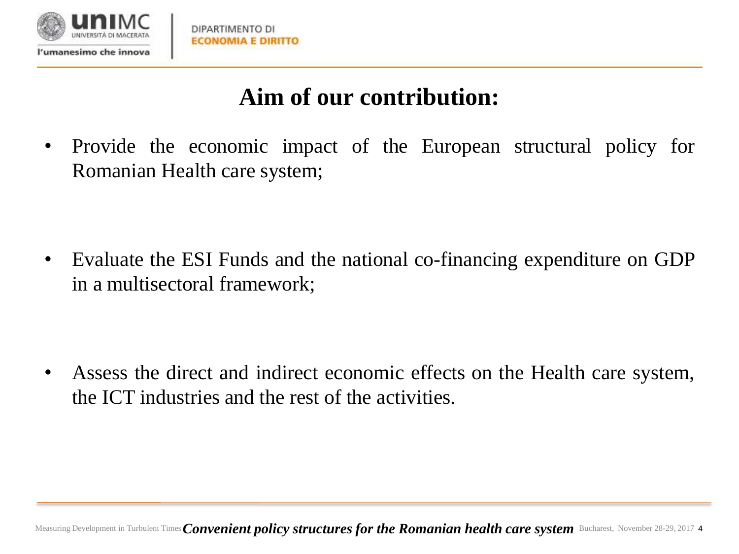# Aim of our contribution:

- Provide the economic impact of the European structural policy for Romanian Health care system;

- Evaluate the ESI Funds and the national co-financing expenditure on GDP in a multisectoral framework;

- Assess the direct and indirect economic effects on the Health care system, the ICT industries and the rest of the activities.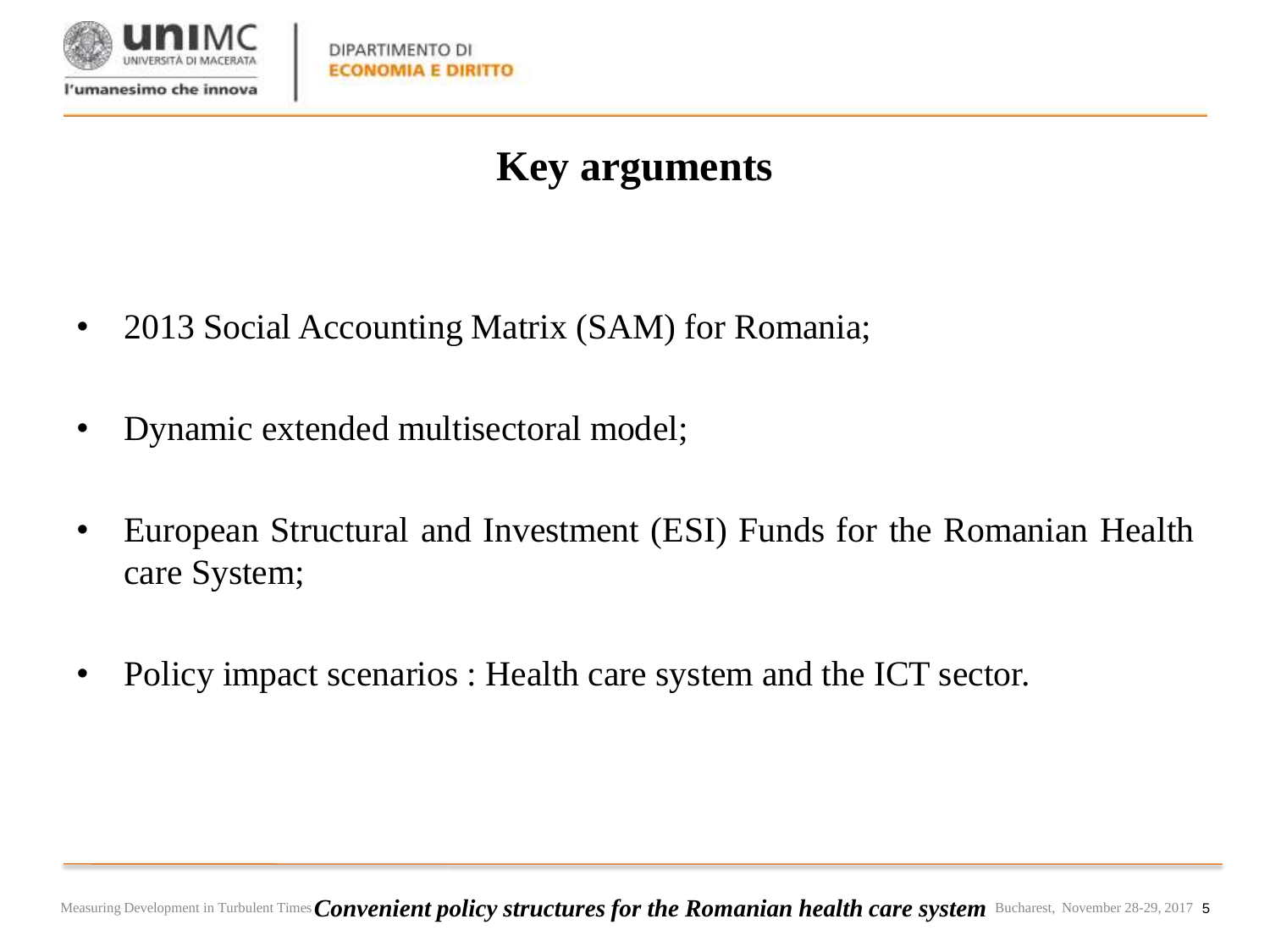# Key arguments

- 2013 Social Accounting Matrix (SAM) for Romania;
- Dynamic extended multisectoral model;
- European Structural and Investment (ESI) Funds for the Romanian Health care System;
- Policy impact scenarios : Health care system and the ICT sector.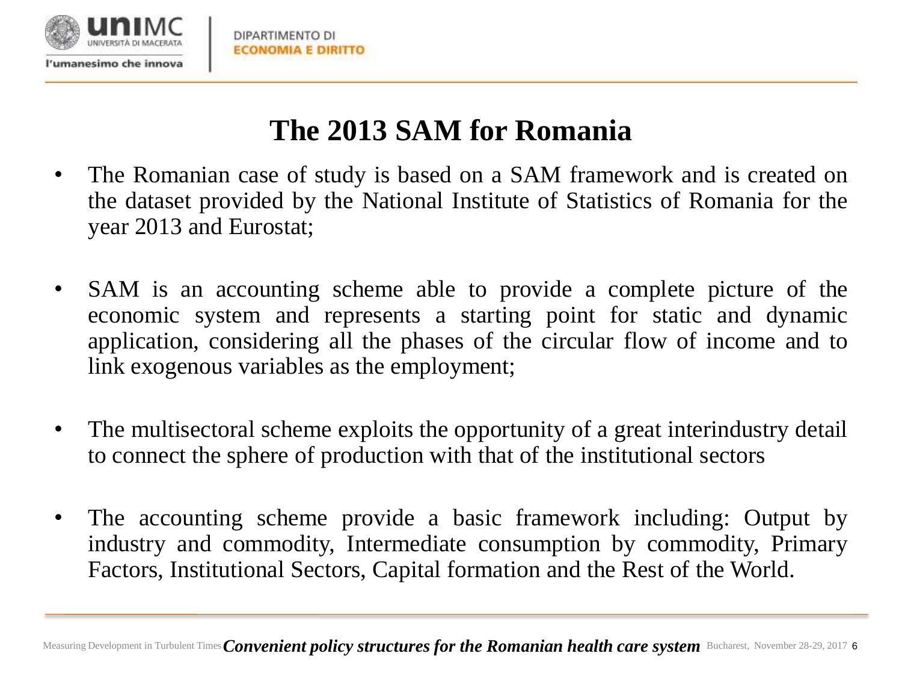# The 2013 SAM for Romania

- The Romanian case of study is based on a SAM framework and is created on the dataset provided by the National Institute of Statistics of Romania for the year 2013 and Eurostat;

- SAM is an accounting scheme able to provide a complete picture of the economic system and represents a starting point for static and dynamic application, considering all the phases of the circular flow of income and to link exogenous variables as the employment;

- The multisectoral scheme exploits the opportunity of a great interindustry detail to connect the sphere of production with that of the institutional sectors

- The accounting scheme provide a basic framework including: Output by industry and commodity, Intermediate consumption by commodity, Primary Factors, Institutional Sectors, Capital formation and the Rest of the World.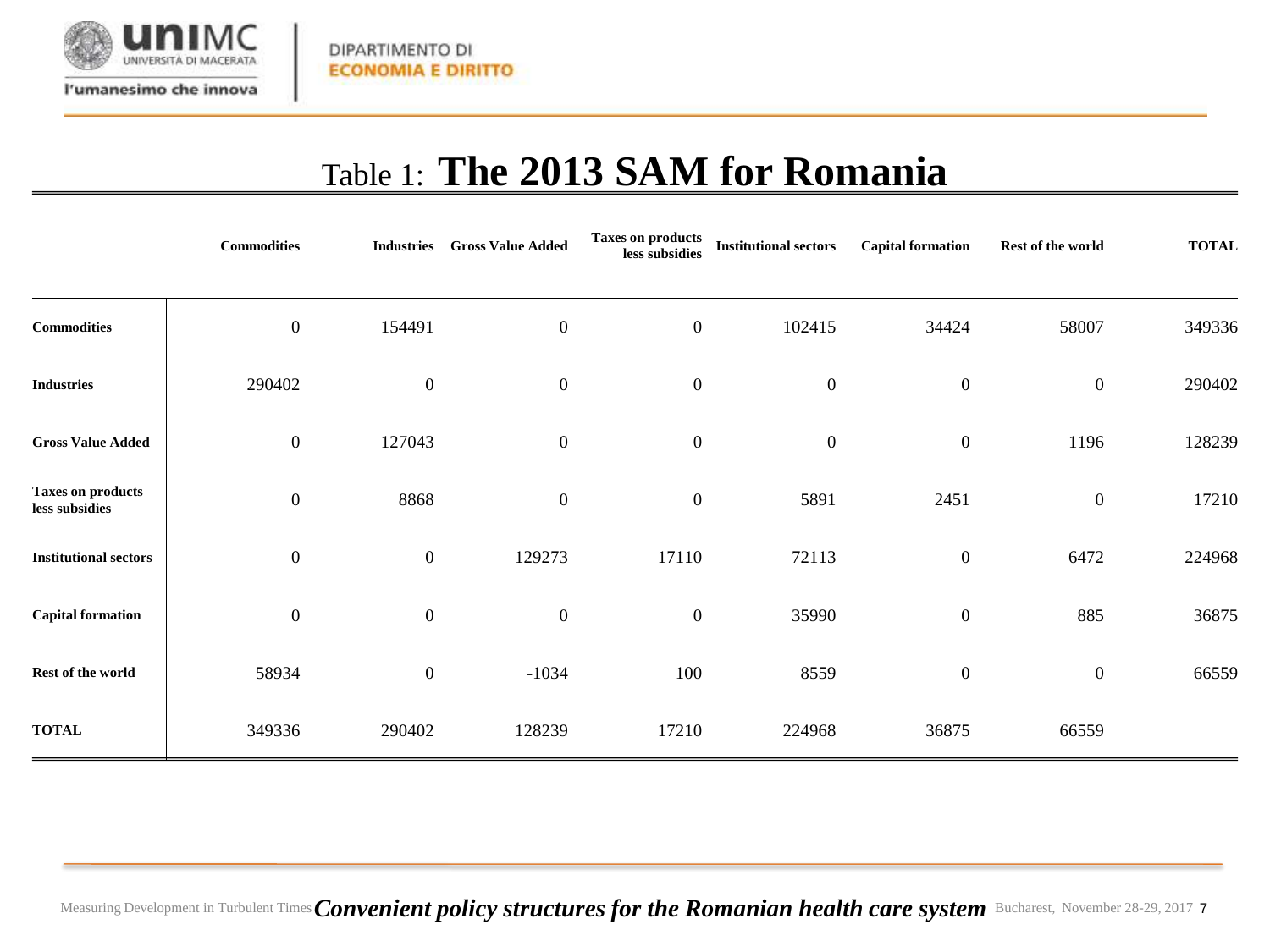# Table 1: **The 2013 SAM for Romania**

| | Commodities | Industries | Gross Value Added | Taxes on products less subsidies | Institutional sectors | Capital formation | Rest of the world | TOTAL |
|---|---|---|---|---|---|---|---|---|
| **Commodities** | 0 | 154491 | 0 | 0 | 102415 | 34424 | 58007 | 349336 |
| **Industries** | 290402 | 0 | 0 | 0 | 0 | 0 | 0 | 290402 |
| **Gross Value Added** | 0 | 127043 | 0 | 0 | 0 | 0 | 1196 | 128239 |
| **Taxes on products less subsidies** | 0 | 8868 | 0 | 0 | 5891 | 2451 | 0 | 17210 |
| **Institutional sectors** | 0 | 0 | 129273 | 17110 | 72113 | 0 | 6472 | 224968 |
| **Capital formation** | 0 | 0 | 0 | 0 | 35990 | 0 | 885 | 36875 |
| **Rest of the world** | 58934 | 0 | -1034 | 100 | 8559 | 0 | 0 | 66559 |
| **TOTAL** | 349336 | 290402 | 128239 | 17210 | 224968 | 36875 | 66559 | |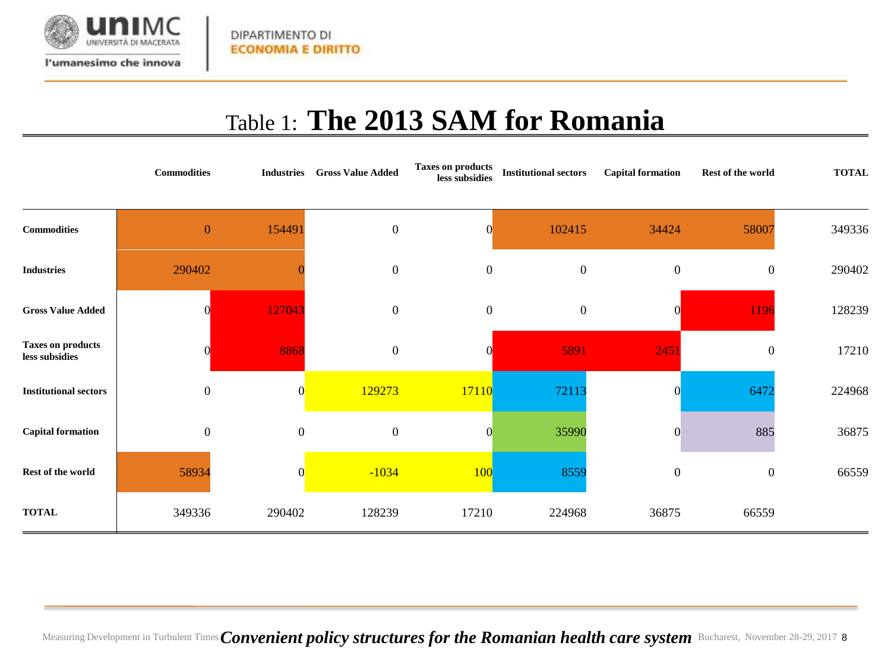# Table 1: **The 2013 SAM for Romania**

| | Commodities | Industries | Gross Value Added | Taxes on products less subsidies | Institutional sectors | Capital formation | Rest of the world | TOTAL |
|---|---|---|---|---|---|---|---|---|
| **Commodities** | 0 | 154491 | 0 | 0 | 102415 | 34424 | 58007 | 349336 |
| **Industries** | 290402 | 0 | 0 | 0 | 0 | 0 | 0 | 290402 |
| **Gross Value Added** | 0 | 127043 | 0 | 0 | 0 | 0 | 1196 | 128239 |
| **Taxes on products less subsidies** | 0 | 8868 | 0 | 0 | 5891 | 2451 | 0 | 17210 |
| **Institutional sectors** | 0 | 0 | 129273 | 17110 | 72113 | 0 | 6472 | 224968 |
| **Capital formation** | 0 | 0 | 0 | 0 | 35990 | 0 | 885 | 36875 |
| **Rest of the world** | 58934 | 0 | -1034 | 100 | 8559 | 0 | 0 | 66559 |
| **TOTAL** | 349336 | 290402 | 128239 | 17210 | 224968 | 36875 | 66559 | |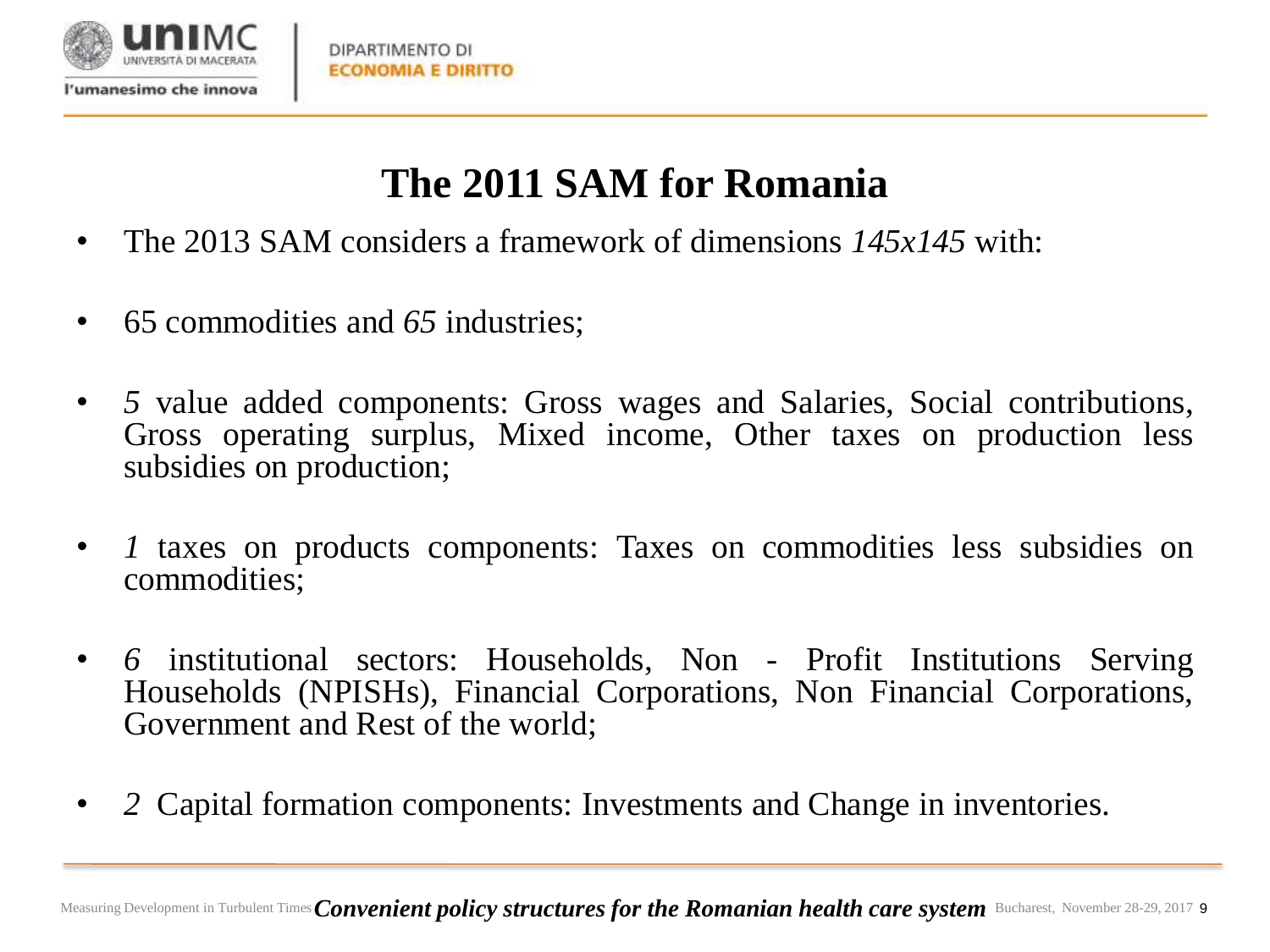# The 2011 SAM for Romania

- The 2013 SAM considers a framework of dimensions *145x145* with:
- 65 commodities and *65* industries;
- *5* value added components: Gross wages and Salaries, Social contributions, Gross operating surplus, Mixed income, Other taxes on production less subsidies on production;
- *1* taxes on products components: Taxes on commodities less subsidies on commodities;
- *6* institutional sectors: Households, Non - Profit Institutions Serving Households (NPISHs), Financial Corporations, Non Financial Corporations, Government and Rest of the world;
- *2* Capital formation components: Investments and Change in inventories.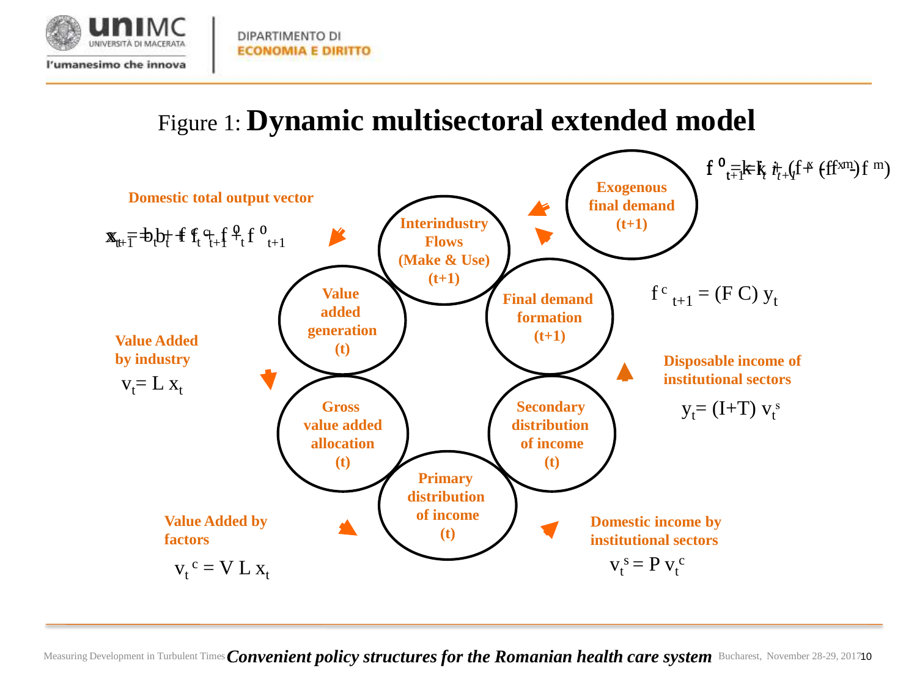# Figure 1: **Dynamic multisectoral extended model**

$f^0_{t+1} = k_t i_{t+1} + (f^x - f^m)$

**Exogenous final demand (t+1)**

**Domestic total output vector**

$x_{t+1} = b_t + f^c_{t+1} + f^0_{t+1}$

**Interindustry Flows (Make & Use) (t+1)**

**Final demand formation (t+1)**

$f^c_{t+1} = (F\ C)\ y_t$

**Value added generation (t)**

**Value Added by industry**

$v_t = L\ x_t$

**Disposable income of institutional sectors**

$y_t = (I+T)\ v_t^s$

**Gross value added allocation (t)**

**Secondary distribution of income (t)**

**Primary distribution of income (t)**

**Value Added by factors**

$v_t^c = V\ L\ x_t$

**Domestic income by institutional sectors**

$v_t^s = P\ v_t^c$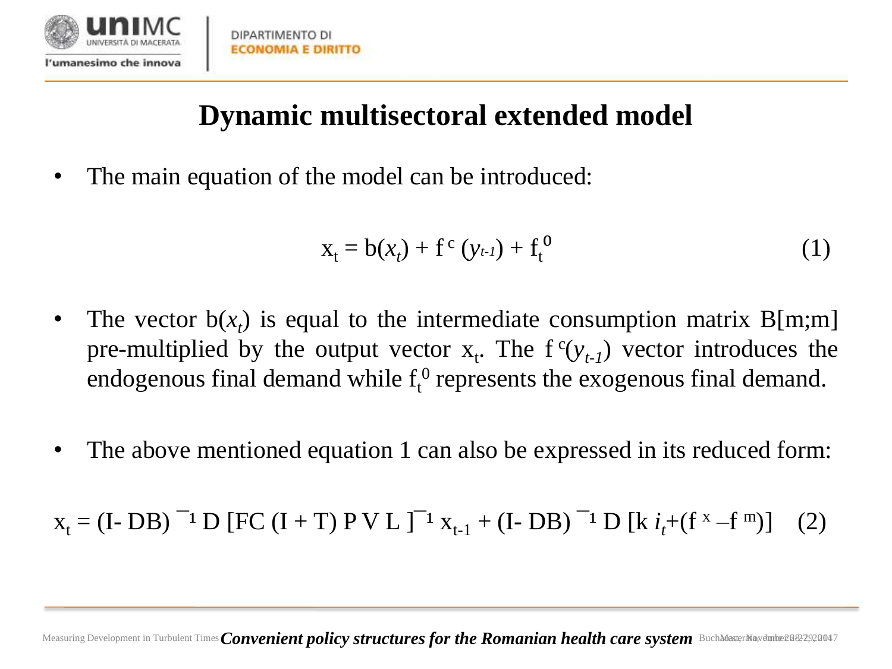# Dynamic multisectoral extended model

- The main equation of the model can be introduced:

$$x_t = b(x_t) + f^{c}(y_{t-1}) + f_t^{0} \qquad (1)$$

- The vector $b(x_t)$ is equal to the intermediate consumption matrix B[m;m] pre-multiplied by the output vector $x_t$. The $f^{c}(y_{t-1})$ vector introduces the endogenous final demand while $f_t^{0}$ represents the exogenous final demand.

- The above mentioned equation 1 can also be expressed in its reduced form:

$$x_t = (I - DB)^{-1} D\, [FC\,(I + T)\,P\,V\,L\,]^{-1} x_{t-1} + (I - DB)^{-1} D\, [k\, i_t + (f^{x} - f^{m})] \qquad (2)$$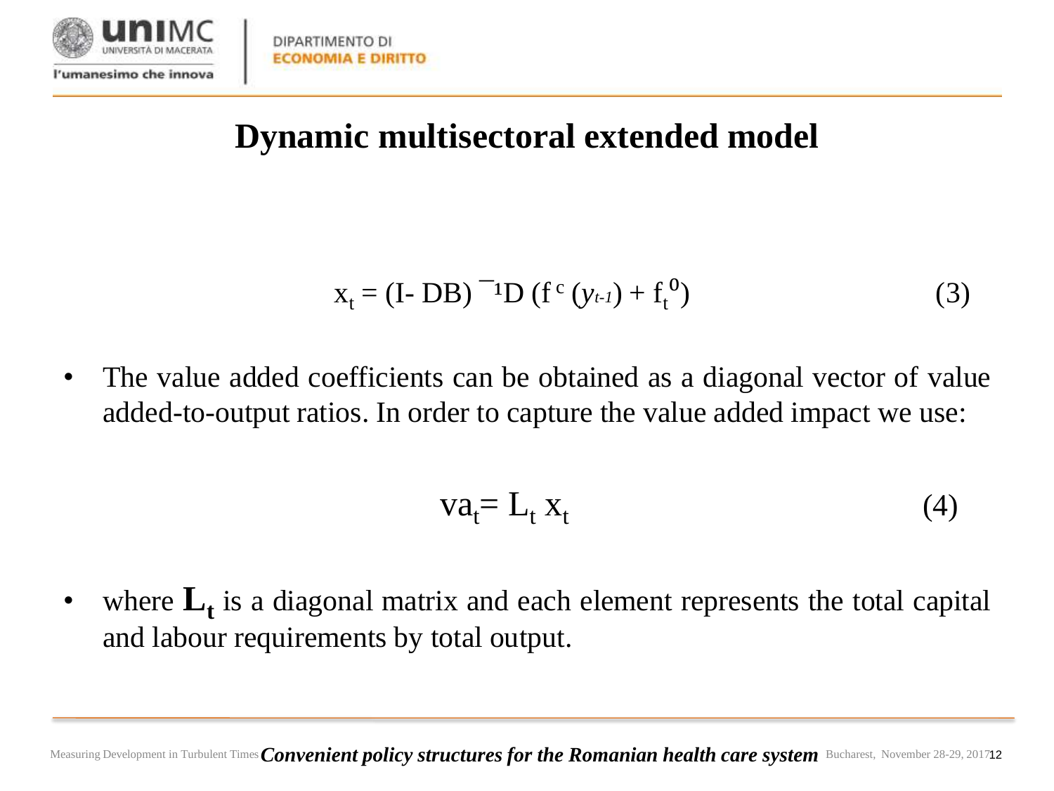# Dynamic multisectoral extended model

$$x_t = (I - DB)^{-1} D \left(f^{c}(y_{t-1}) + f_t^{0}\right) \tag{3}$$

- The value added coefficients can be obtained as a diagonal vector of value added-to-output ratios. In order to capture the value added impact we use:

$$va_t = L_t \, x_t \tag{4}$$

- where $\mathbf{L_t}$ is a diagonal matrix and each element represents the total capital and labour requirements by total output.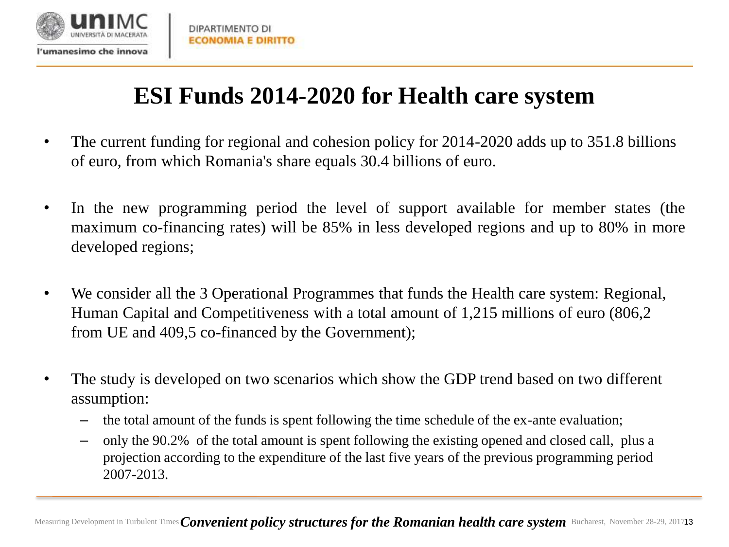# ESI Funds 2014-2020 for Health care system

- The current funding for regional and cohesion policy for 2014-2020 adds up to 351.8 billions of euro, from which Romania's share equals 30.4 billions of euro.
- In the new programming period the level of support available for member states (the maximum co-financing rates) will be 85% in less developed regions and up to 80% in more developed regions;
- We consider all the 3 Operational Programmes that funds the Health care system: Regional, Human Capital and Competitiveness with a total amount of 1,215 millions of euro (806,2 from UE and 409,5 co-financed by the Government);
- The study is developed on two scenarios which show the GDP trend based on two different assumption:
  - the total amount of the funds is spent following the time schedule of the ex-ante evaluation;
  - only the 90.2% of the total amount is spent following the existing opened and closed call, plus a projection according to the expenditure of the last five years of the previous programming period 2007-2013.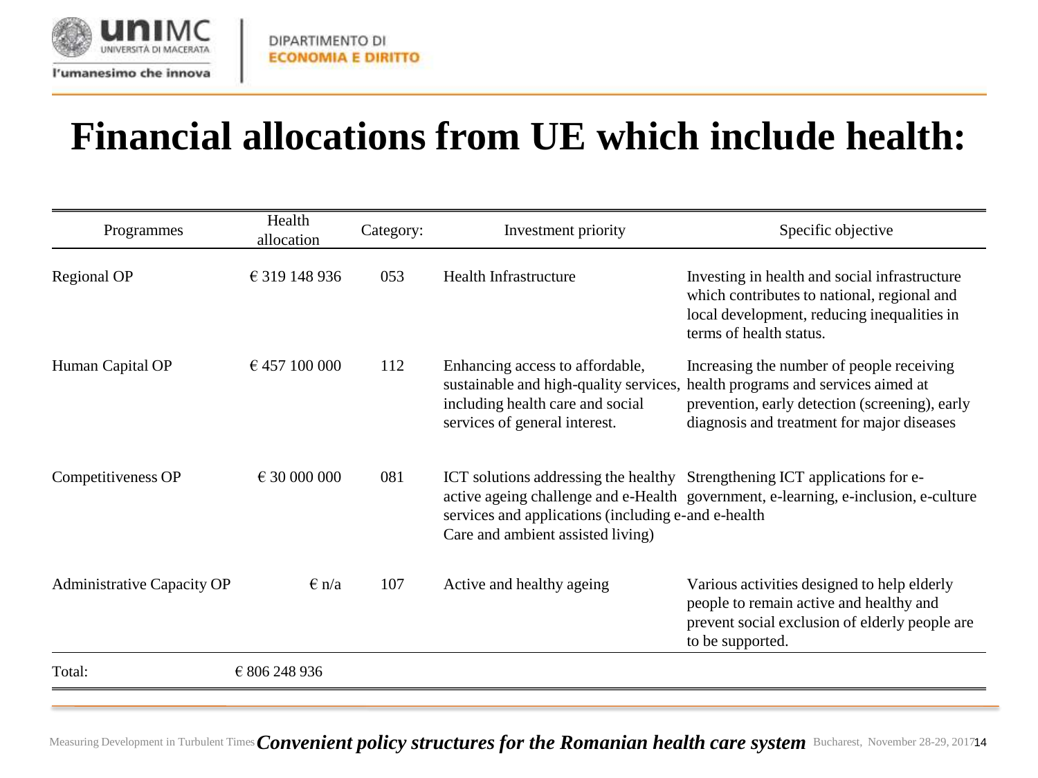# Financial allocations from UE which include health:

| Programmes | Health allocation | Category: | Investment priority | Specific objective |
|---|---|---|---|---|
| Regional OP | € 319 148 936 | 053 | Health Infrastructure | Investing in health and social infrastructure which contributes to national, regional and local development, reducing inequalities in terms of health status. |
| Human Capital OP | € 457 100 000 | 112 | Enhancing access to affordable, sustainable and high-quality services, including health care and social services of general interest. | Increasing the number of people receiving health programs and services aimed at prevention, early detection (screening), early diagnosis and treatment for major diseases |
| Competitiveness OP | € 30 000 000 | 081 | ICT solutions addressing the healthy active ageing challenge and e-Health services and applications (including e-Care and ambient assisted living) | Strengthening ICT applications for e-government, e-learning, e-inclusion, e-culture and e-health |
| Administrative Capacity OP | € n/a | 107 | Active and healthy ageing | Various activities designed to help elderly people to remain active and healthy and prevent social exclusion of elderly people are to be supported. |
| Total: | € 806 248 936 | | | |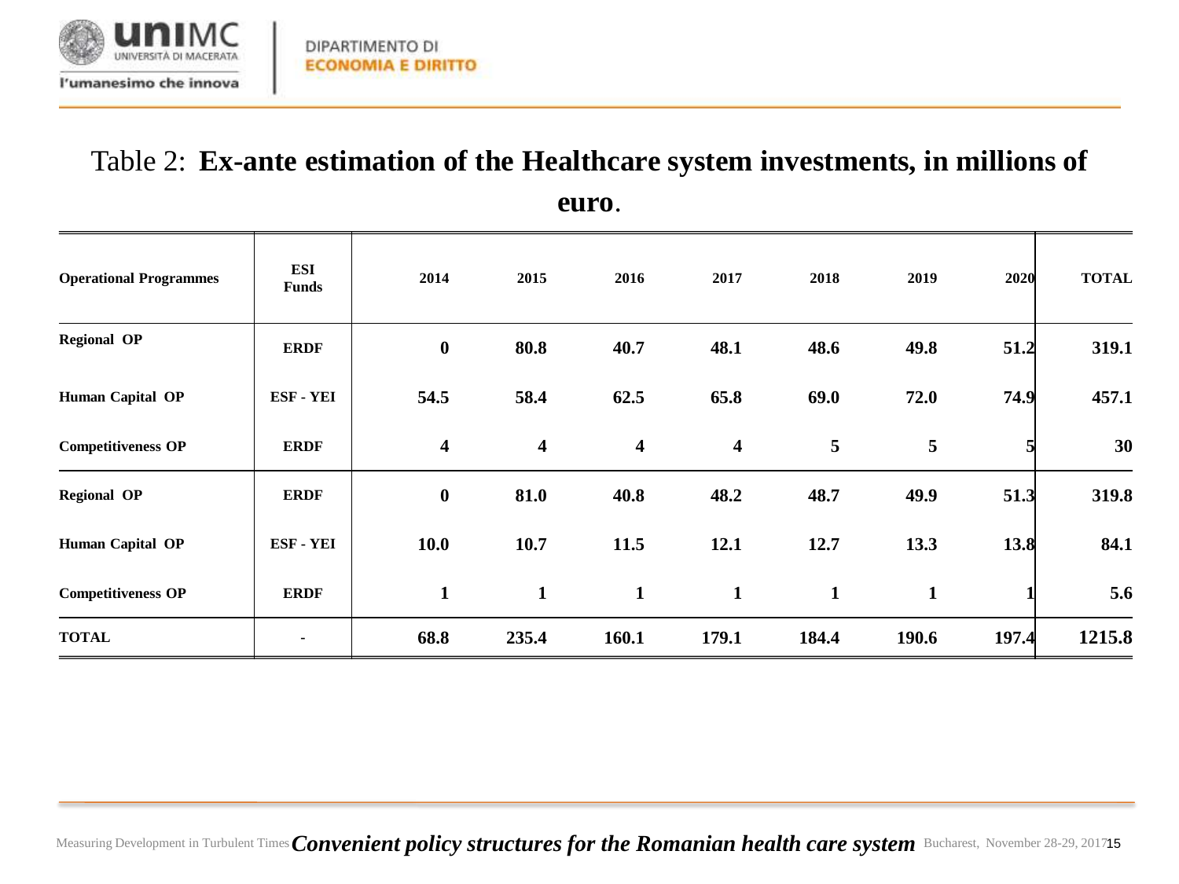Table 2: **Ex-ante estimation of the Healthcare system investments, in millions of euro**.

| Operational Programmes | ESI Funds | 2014 | 2015 | 2016 | 2017 | 2018 | 2019 | 2020 | TOTAL |
|---|---|---|---|---|---|---|---|---|---|
| Regional OP | ERDF | 0 | 80.8 | 40.7 | 48.1 | 48.6 | 49.8 | 51.2 | 319.1 |
| Human Capital OP | ESF - YEI | 54.5 | 58.4 | 62.5 | 65.8 | 69.0 | 72.0 | 74.9 | 457.1 |
| Competitiveness OP | ERDF | 4 | 4 | 4 | 4 | 5 | 5 | 5 | 30 |
| Regional OP | ERDF | 0 | 81.0 | 40.8 | 48.2 | 48.7 | 49.9 | 51.3 | 319.8 |
| Human Capital OP | ESF - YEI | 10.0 | 10.7 | 11.5 | 12.1 | 12.7 | 13.3 | 13.8 | 84.1 |
| Competitiveness OP | ERDF | 1 | 1 | 1 | 1 | 1 | 1 | 1 | 5.6 |
| TOTAL | - | 68.8 | 235.4 | 160.1 | 179.1 | 184.4 | 190.6 | 197.4 | 1215.8 |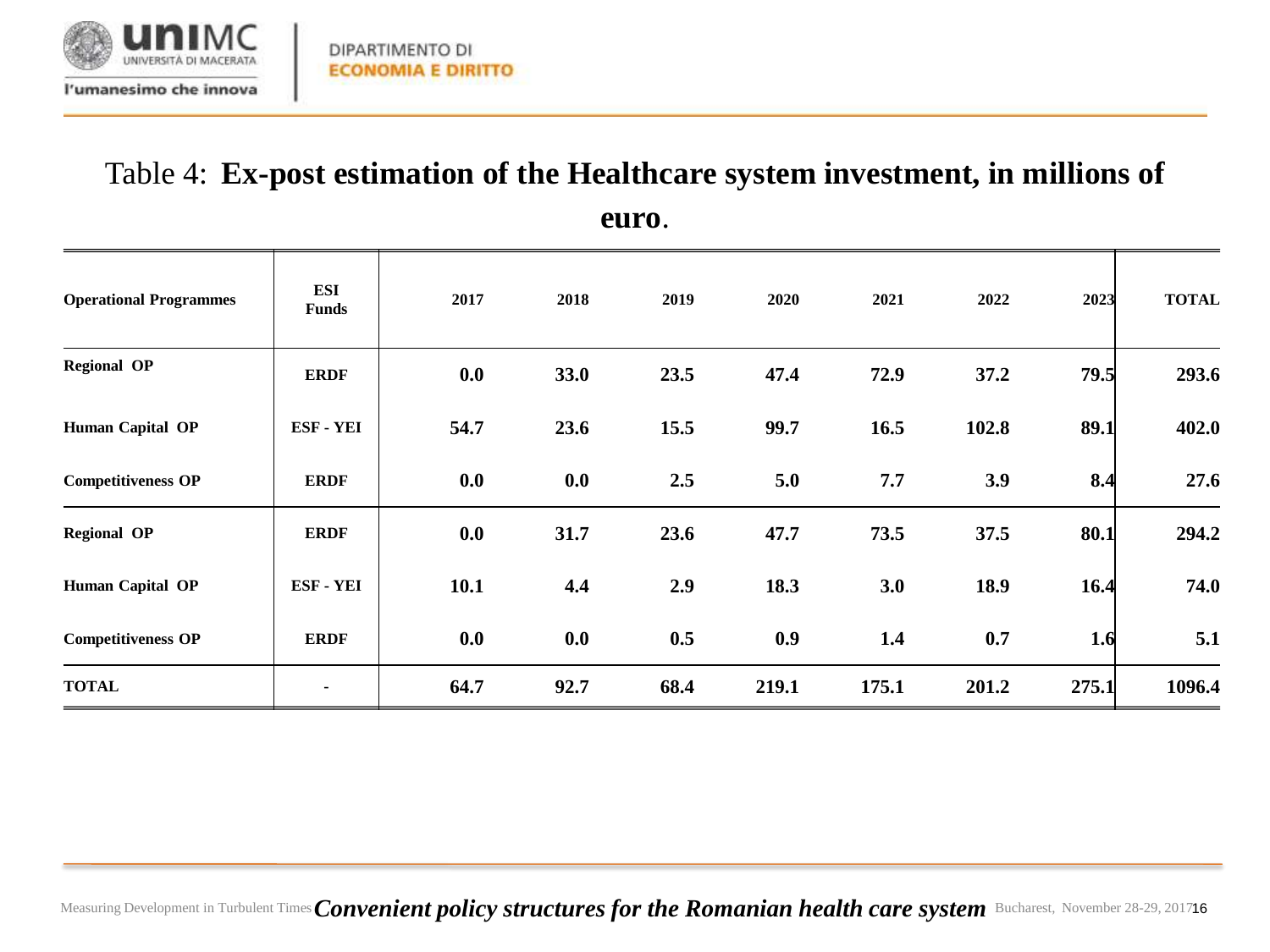Table 4: **Ex-post estimation of the Healthcare system investment, in millions of euro**.

| Operational Programmes | ESI Funds | 2017 | 2018 | 2019 | 2020 | 2021 | 2022 | 2023 | TOTAL |
|---|---|---|---|---|---|---|---|---|---|
| Regional OP | ERDF | 0.0 | 33.0 | 23.5 | 47.4 | 72.9 | 37.2 | 79.5 | 293.6 |
| Human Capital OP | ESF - YEI | 54.7 | 23.6 | 15.5 | 99.7 | 16.5 | 102.8 | 89.1 | 402.0 |
| Competitiveness OP | ERDF | 0.0 | 0.0 | 2.5 | 5.0 | 7.7 | 3.9 | 8.4 | 27.6 |
| Regional OP | ERDF | 0.0 | 31.7 | 23.6 | 47.7 | 73.5 | 37.5 | 80.1 | 294.2 |
| Human Capital OP | ESF - YEI | 10.1 | 4.4 | 2.9 | 18.3 | 3.0 | 18.9 | 16.4 | 74.0 |
| Competitiveness OP | ERDF | 0.0 | 0.0 | 0.5 | 0.9 | 1.4 | 0.7 | 1.6 | 5.1 |
| TOTAL | - | 64.7 | 92.7 | 68.4 | 219.1 | 175.1 | 201.2 | 275.1 | 1096.4 |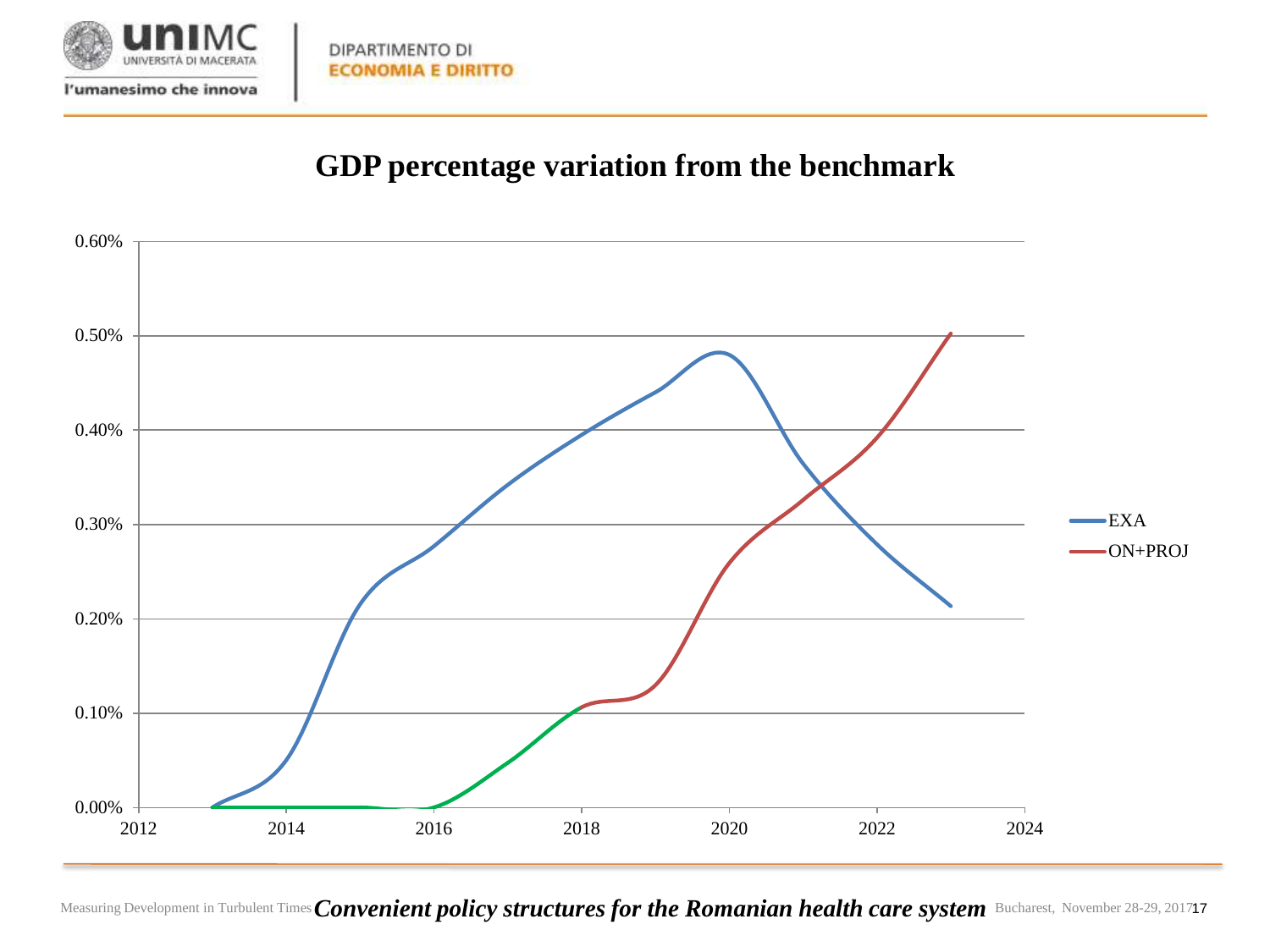## GDP percentage variation from the benchmark

0.60%
0.50%
0.40%
0.30%
0.20%
0.10%
0.00%

2012 2014 2016 2018 2020 2022 2024

EXA
ON+PROJ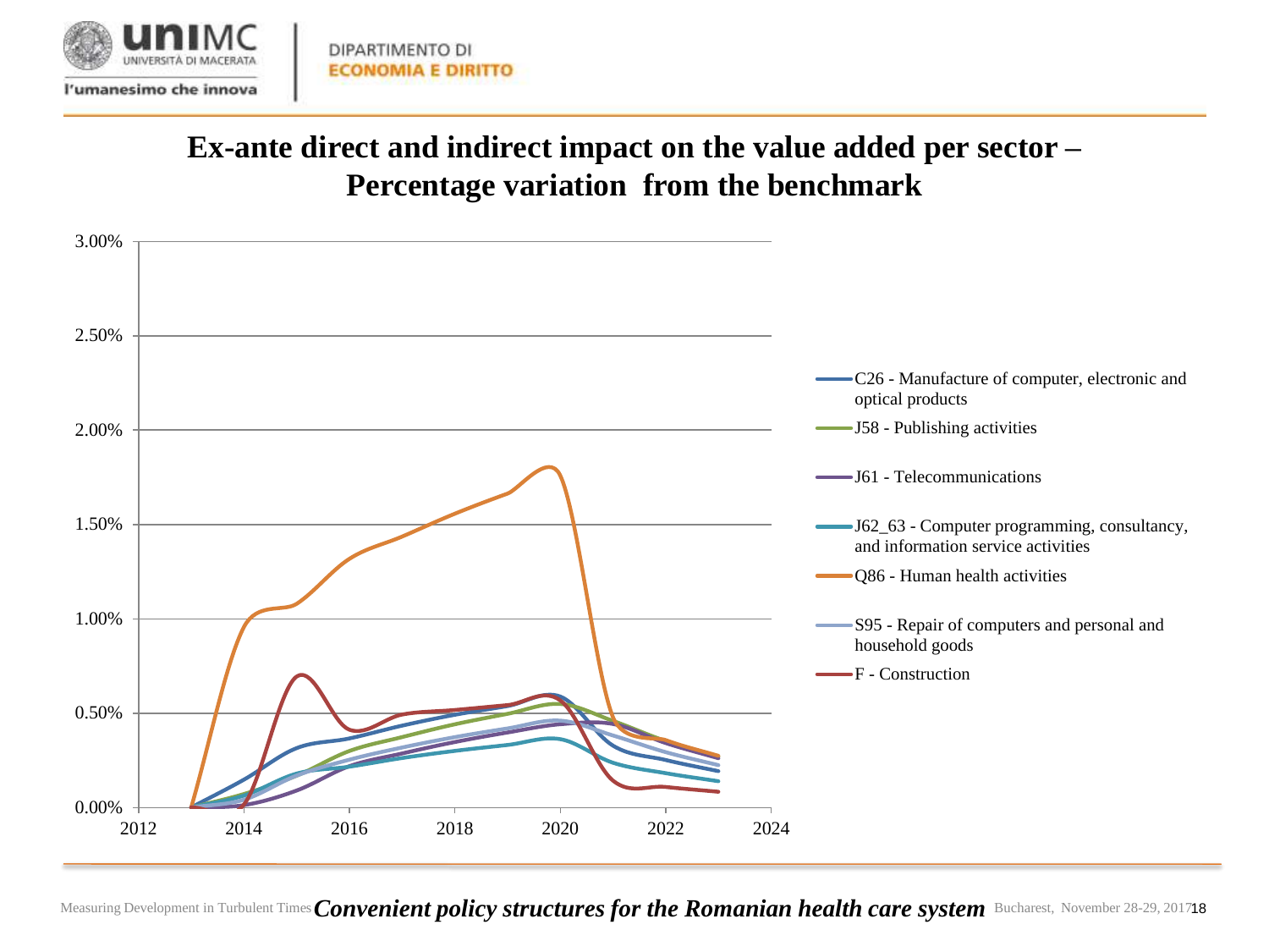# Ex-ante direct and indirect impact on the value added per sector – Percentage variation from the benchmark

3.00%
2.50%
2.00%
1.50%
1.00%
0.50%
0.00%

2012 2014 2016 2018 2020 2022 2024

- C26 - Manufacture of computer, electronic and optical products
- J58 - Publishing activities
- J61 - Telecommunications
- J62_63 - Computer programming, consultancy, and information service activities
- Q86 - Human health activities
- S95 - Repair of computers and personal and household goods
- F - Construction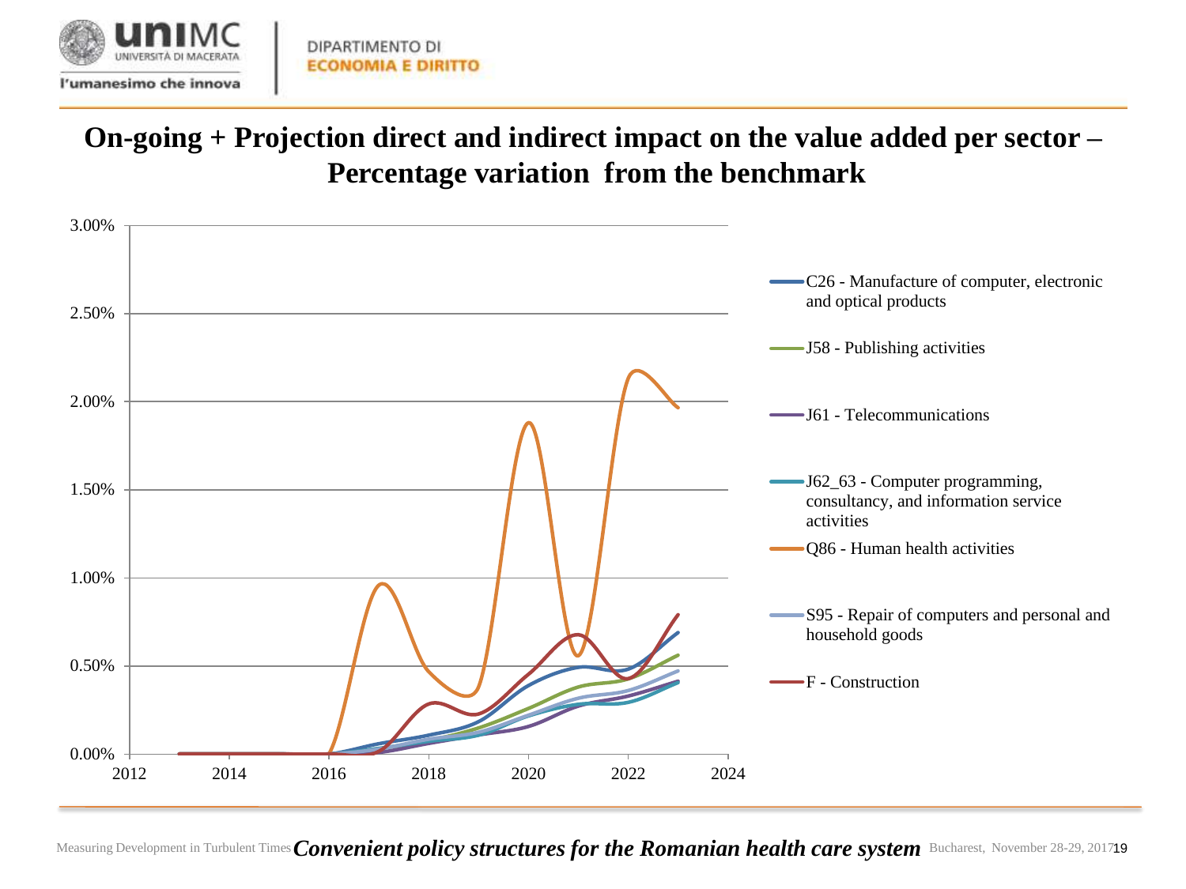# On-going + Projection direct and indirect impact on the value added per sector – Percentage variation from the benchmark

Y-axis: 0.00%, 0.50%, 1.00%, 1.50%, 2.00%, 2.50%, 3.00%

X-axis: 2012, 2014, 2016, 2018, 2020, 2022, 2024

Legend:
- C26 - Manufacture of computer, electronic and optical products
- J58 - Publishing activities
- J61 - Telecommunications
- J62_63 - Computer programming, consultancy, and information service activities
- Q86 - Human health activities
- S95 - Repair of computers and personal and household goods
- F - Construction

Measuring Development in Turbulent Times ***Convenient policy structures for the Romanian health care system*** Bucharest, November 28-29, 2017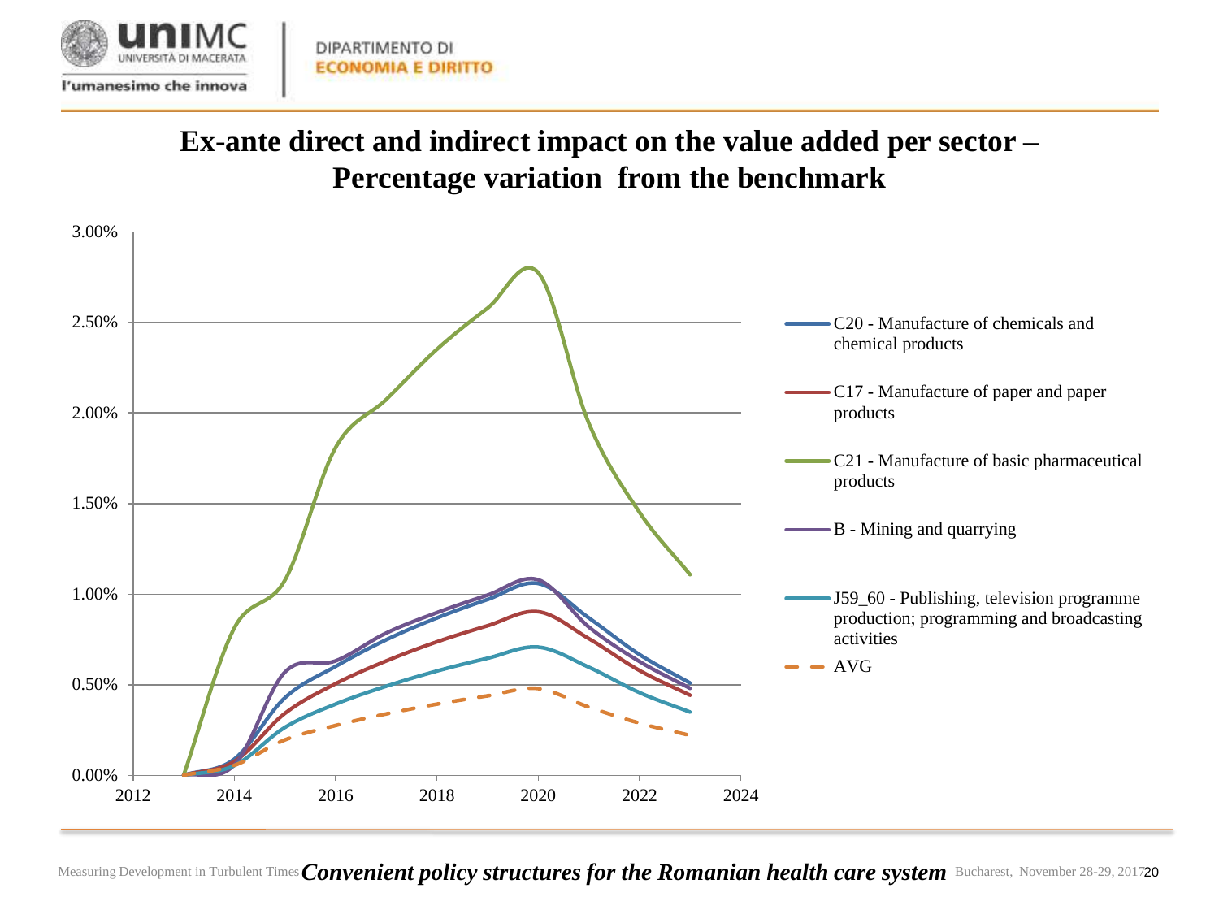# Ex-ante direct and indirect impact on the value added per sector – Percentage variation from the benchmark

3.00%
2.50%
2.00%
1.50%
1.00%
0.50%
0.00%

2012 2014 2016 2018 2020 2022 2024

- C20 - Manufacture of chemicals and chemical products
- C17 - Manufacture of paper and paper products
- C21 - Manufacture of basic pharmaceutical products
- B - Mining and quarrying
- J59_60 - Publishing, television programme production; programming and broadcasting activities
- AVG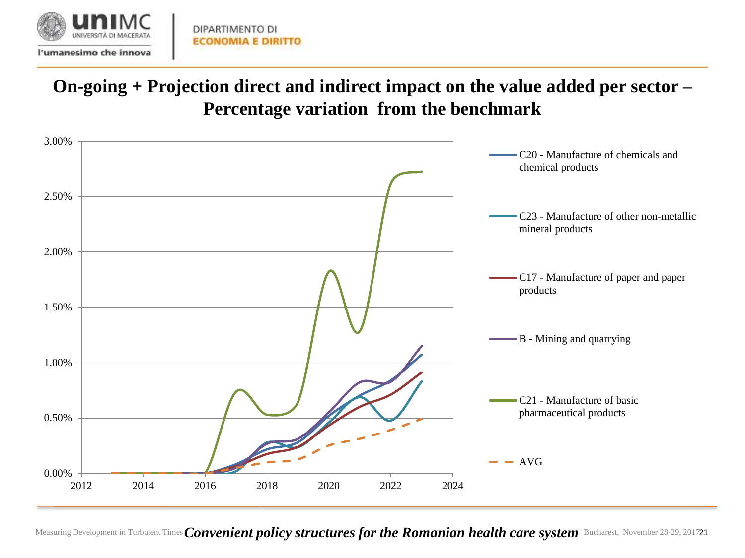# On-going + Projection direct and indirect impact on the value added per sector – Percentage variation from the benchmark

- C20 - Manufacture of chemicals and chemical products
- C23 - Manufacture of other non-metallic mineral products
- C17 - Manufacture of paper and paper products
- B - Mining and quarrying
- C21 - Manufacture of basic pharmaceutical products
- AVG

3.00%
2.50%
2.00%
1.50%
1.00%
0.50%
0.00%

2012 2014 2016 2018 2020 2022 2024

Measuring Development in Turbulent Times ***Convenient policy structures for the Romanian health care system*** Bucharest, November 28-29, 2017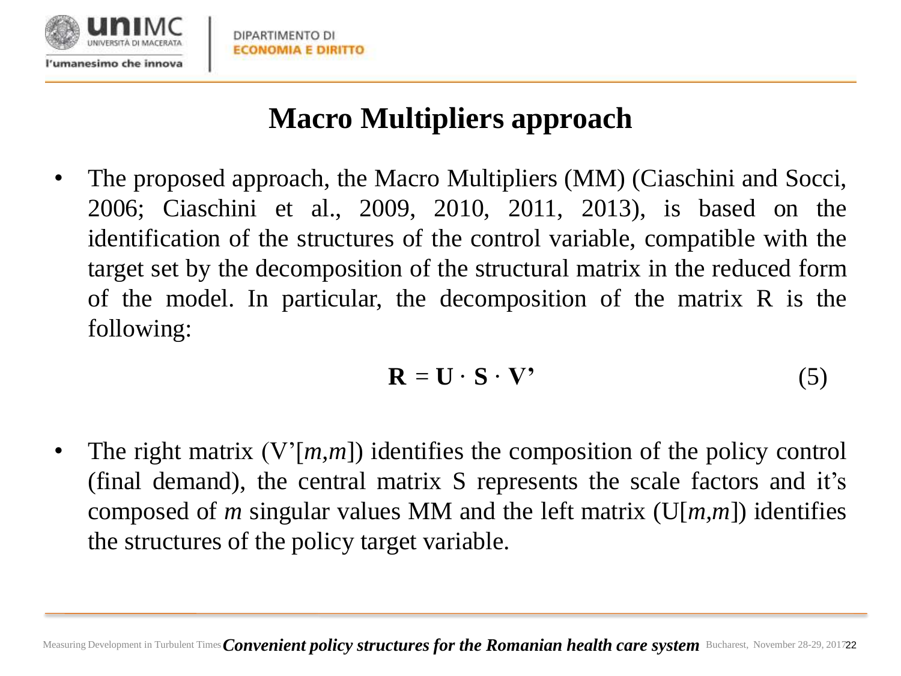# Macro Multipliers approach

- The proposed approach, the Macro Multipliers (MM) (Ciaschini and Socci, 2006; Ciaschini et al., 2009, 2010, 2011, 2013), is based on the identification of the structures of the control variable, compatible with the target set by the decomposition of the structural matrix in the reduced form of the model. In particular, the decomposition of the matrix R is the following:

$$\mathbf{R} = \mathbf{U} \cdot \mathbf{S} \cdot \mathbf{V}' \tag{5}$$

- The right matrix (V'[*m*,*m*]) identifies the composition of the policy control (final demand), the central matrix S represents the scale factors and it's composed of *m* singular values MM and the left matrix (U[*m*,*m*]) identifies the structures of the policy target variable.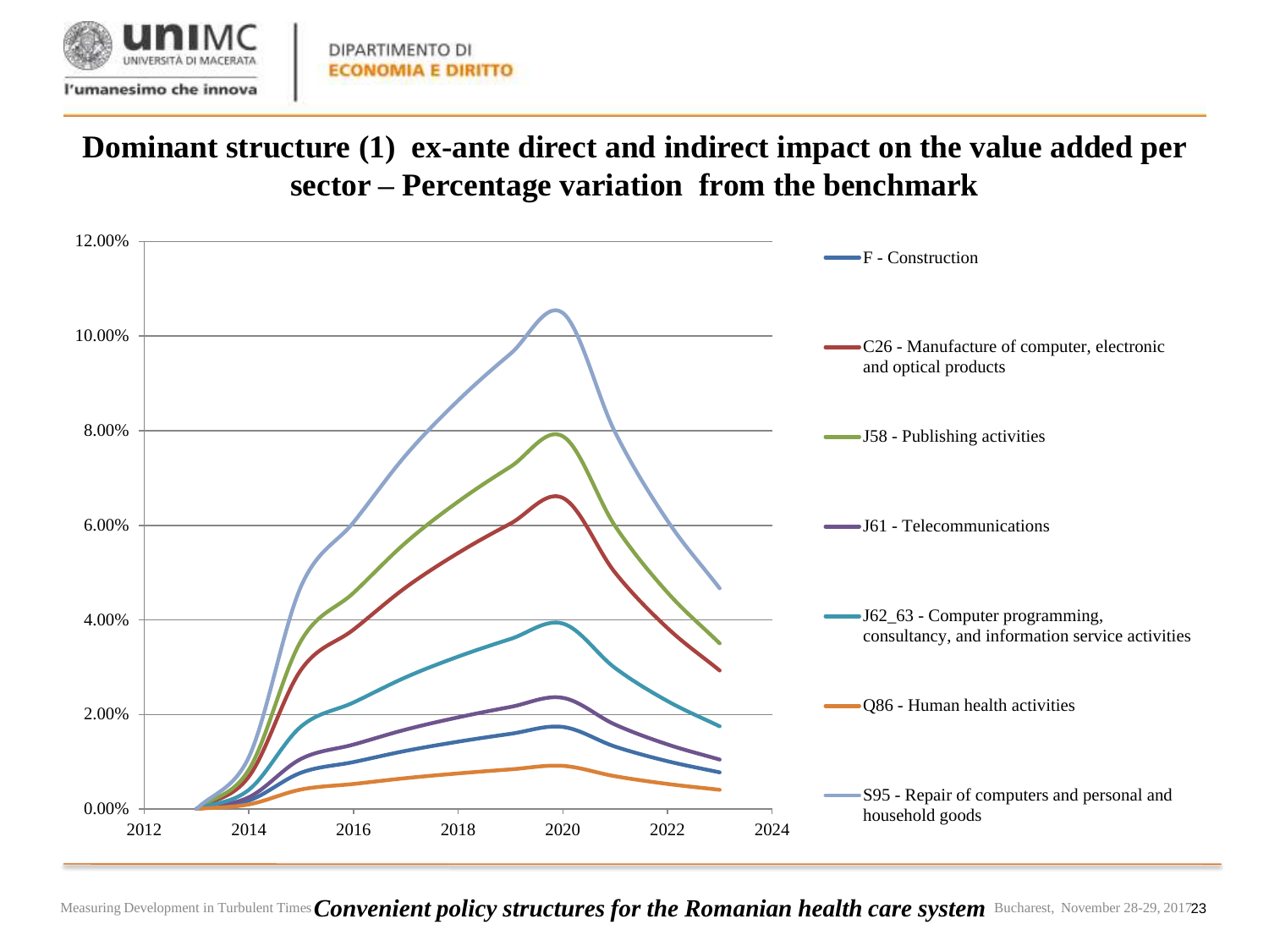# Dominant structure (1) ex-ante direct and indirect impact on the value added per sector – Percentage variation from the benchmark

- F - Construction
- C26 - Manufacture of computer, electronic and optical products
- J58 - Publishing activities
- J61 - Telecommunications
- J62_63 - Computer programming, consultancy, and information service activities
- Q86 - Human health activities
- S95 - Repair of computers and personal and household goods

*Convenient policy structures for the Romanian health care system*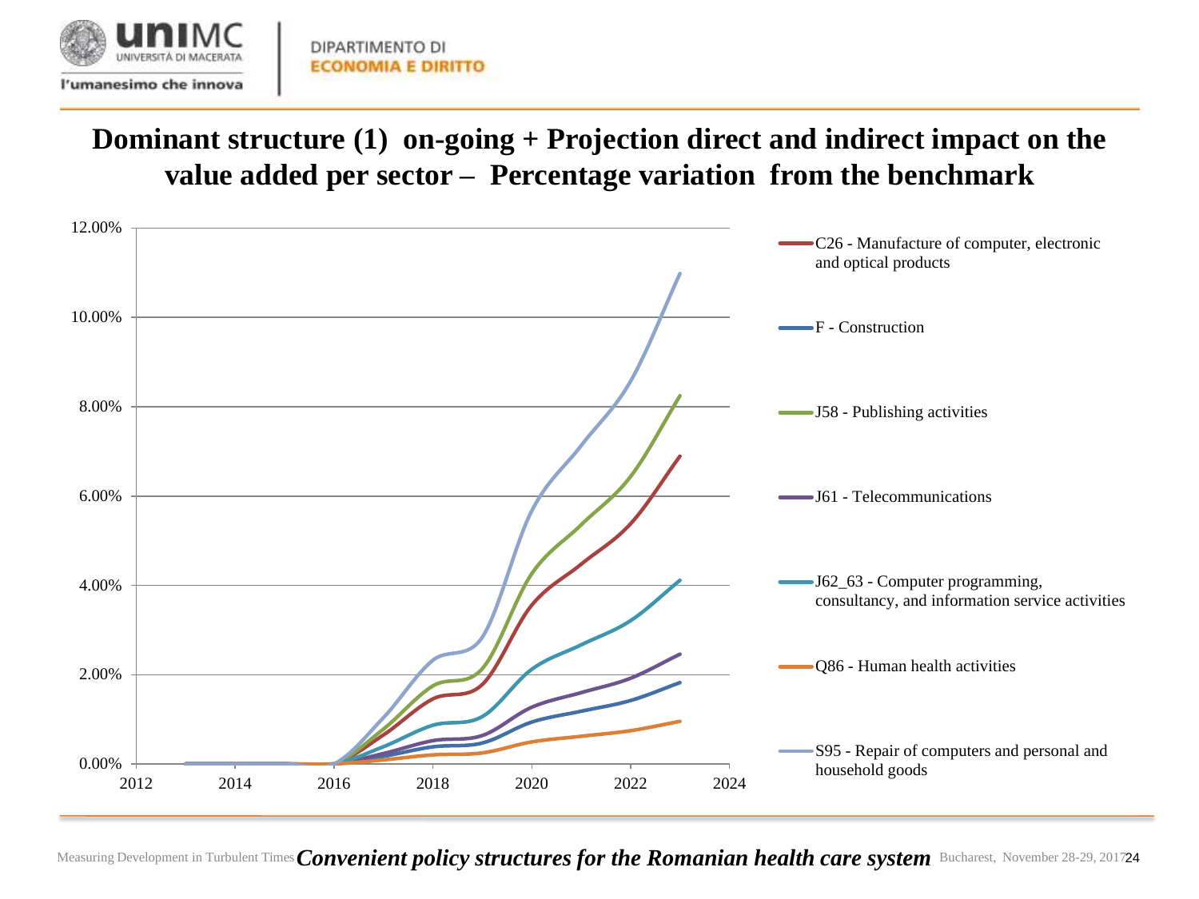# Dominant structure (1) on-going + Projection direct and indirect impact on the value added per sector – Percentage variation from the benchmark

12.00%
10.00%
8.00%
6.00%
4.00%
2.00%
0.00%

2012 2014 2016 2018 2020 2022 2024

- C26 - Manufacture of computer, electronic and optical products
- F - Construction
- J58 - Publishing activities
- J61 - Telecommunications
- J62_63 - Computer programming, consultancy, and information service activities
- Q86 - Human health activities
- S95 - Repair of computers and personal and household goods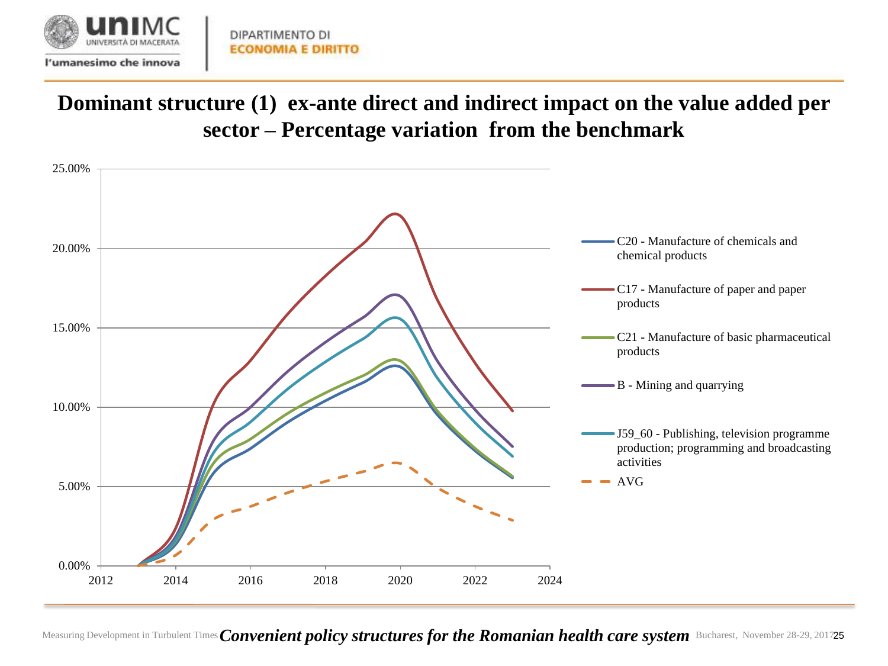# Dominant structure (1) ex-ante direct and indirect impact on the value added per sector – Percentage variation from the benchmark

25.00%
20.00%
15.00%
10.00%
5.00%
0.00%

2012 2014 2016 2018 2020 2022 2024

- C20 - Manufacture of chemicals and chemical products
- C17 - Manufacture of paper and paper products
- C21 - Manufacture of basic pharmaceutical products
- B - Mining and quarrying
- J59_60 - Publishing, television programme production; programming and broadcasting activities
- AVG

***Convenient policy structures for the Romanian health care system***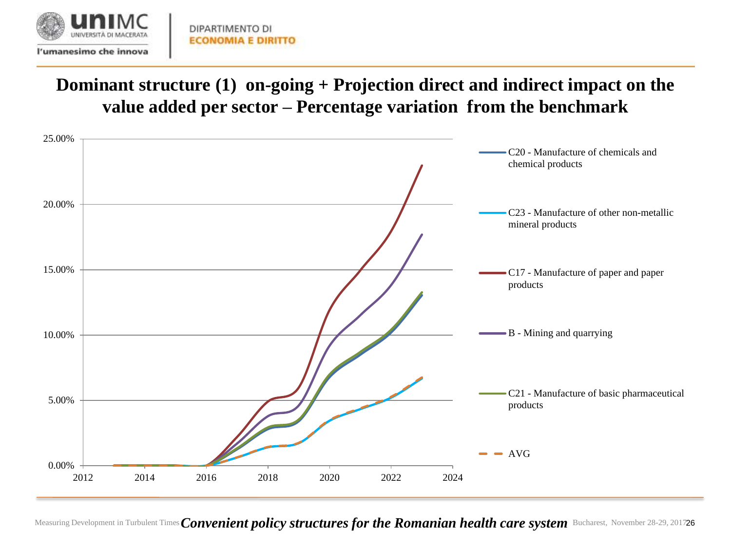# Dominant structure (1) on-going + Projection direct and indirect impact on the value added per sector – Percentage variation from the benchmark

25.00%

20.00%

15.00%

10.00%

5.00%

0.00%

2012 2014 2016 2018 2020 2022 2024

- C20 - Manufacture of chemicals and chemical products
- C23 - Manufacture of other non-metallic mineral products
- C17 - Manufacture of paper and paper products
- B - Mining and quarrying
- C21 - Manufacture of basic pharmaceutical products
- AVG

Measuring Development in Turbulent Times ***Convenient policy structures for the Romanian health care system*** Bucharest, November 28-29, 2017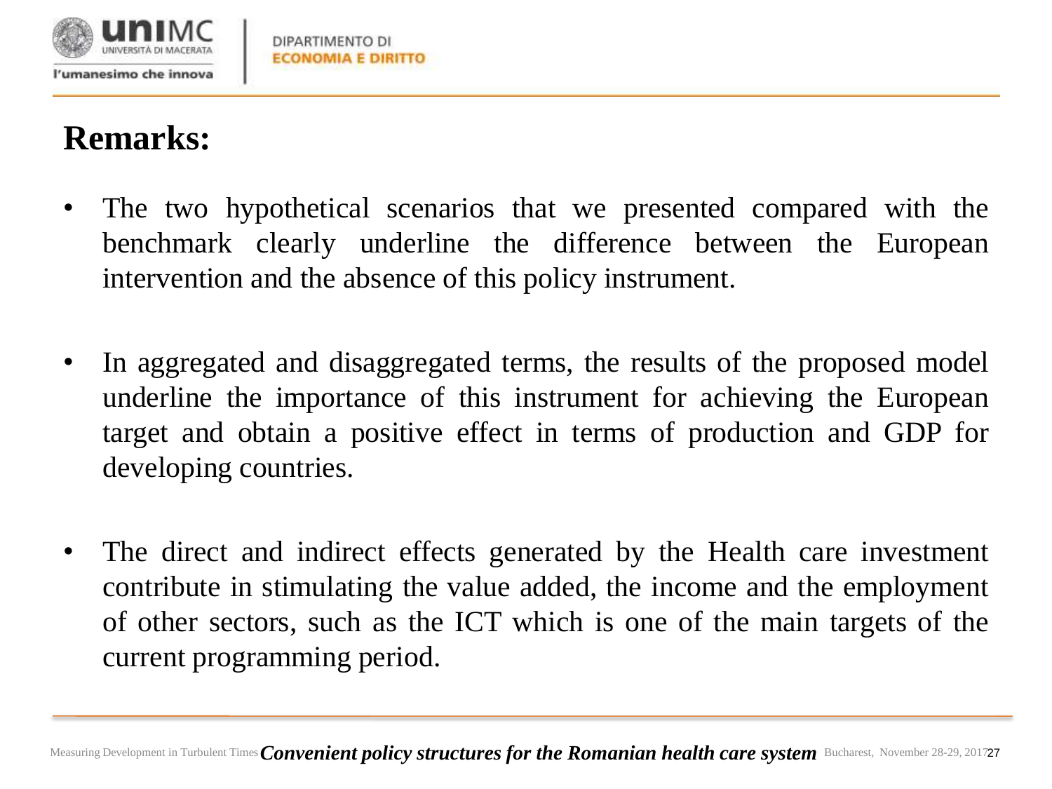## Remarks:

- The two hypothetical scenarios that we presented compared with the benchmark clearly underline the difference between the European intervention and the absence of this policy instrument.

- In aggregated and disaggregated terms, the results of the proposed model underline the importance of this instrument for achieving the European target and obtain a positive effect in terms of production and GDP for developing countries.

- The direct and indirect effects generated by the Health care investment contribute in stimulating the value added, the income and the employment of other sectors, such as the ICT which is one of the main targets of the current programming period.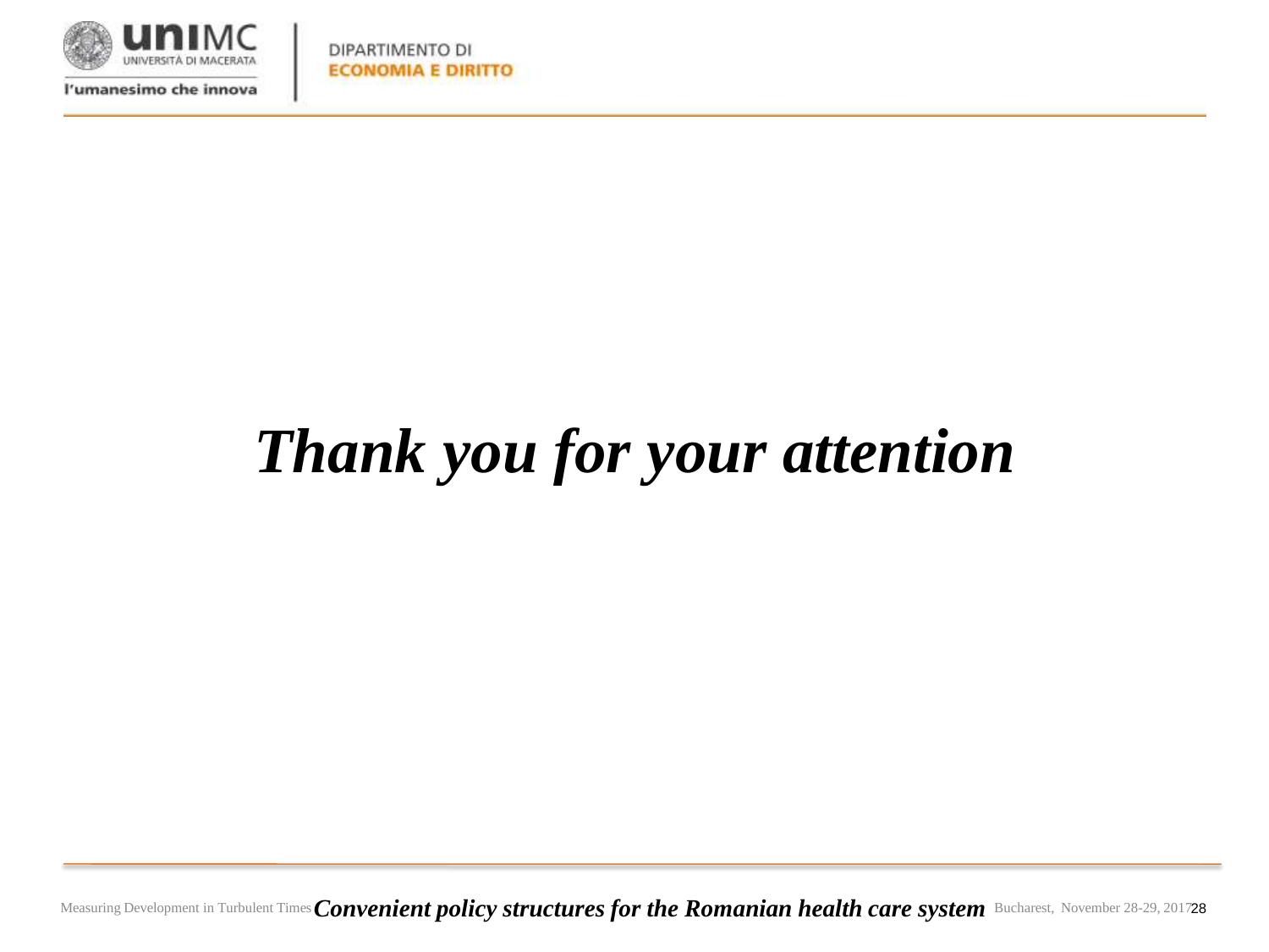***Thank you for your attention***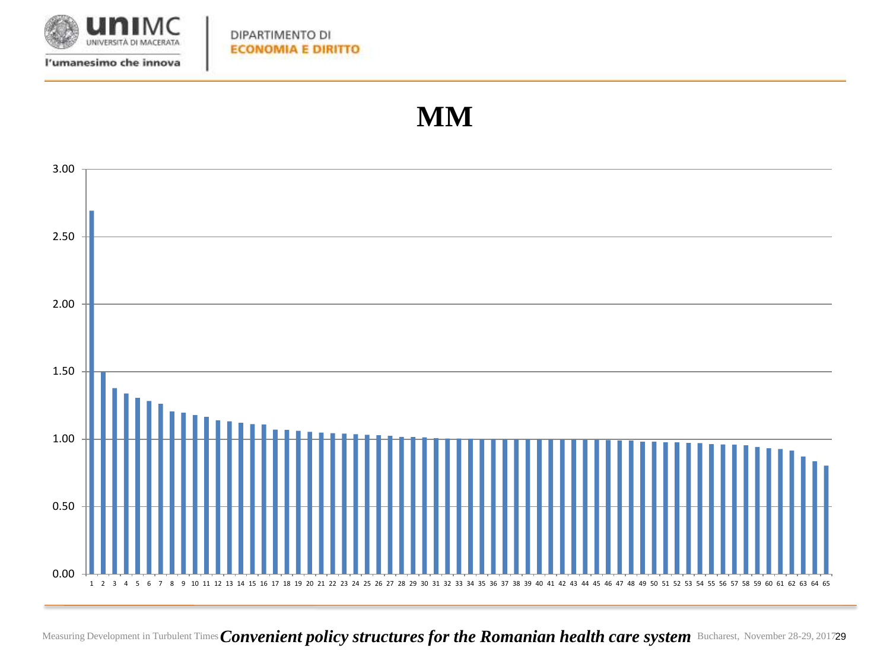# MM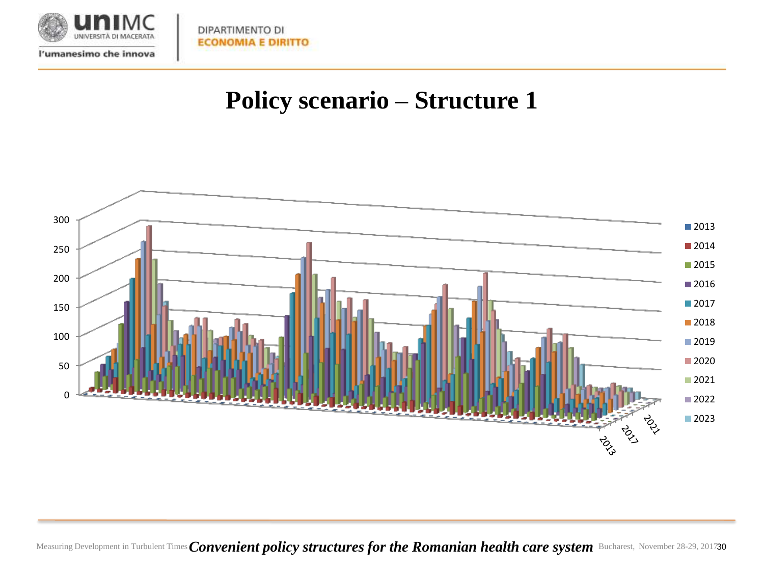# Policy scenario – Structure 1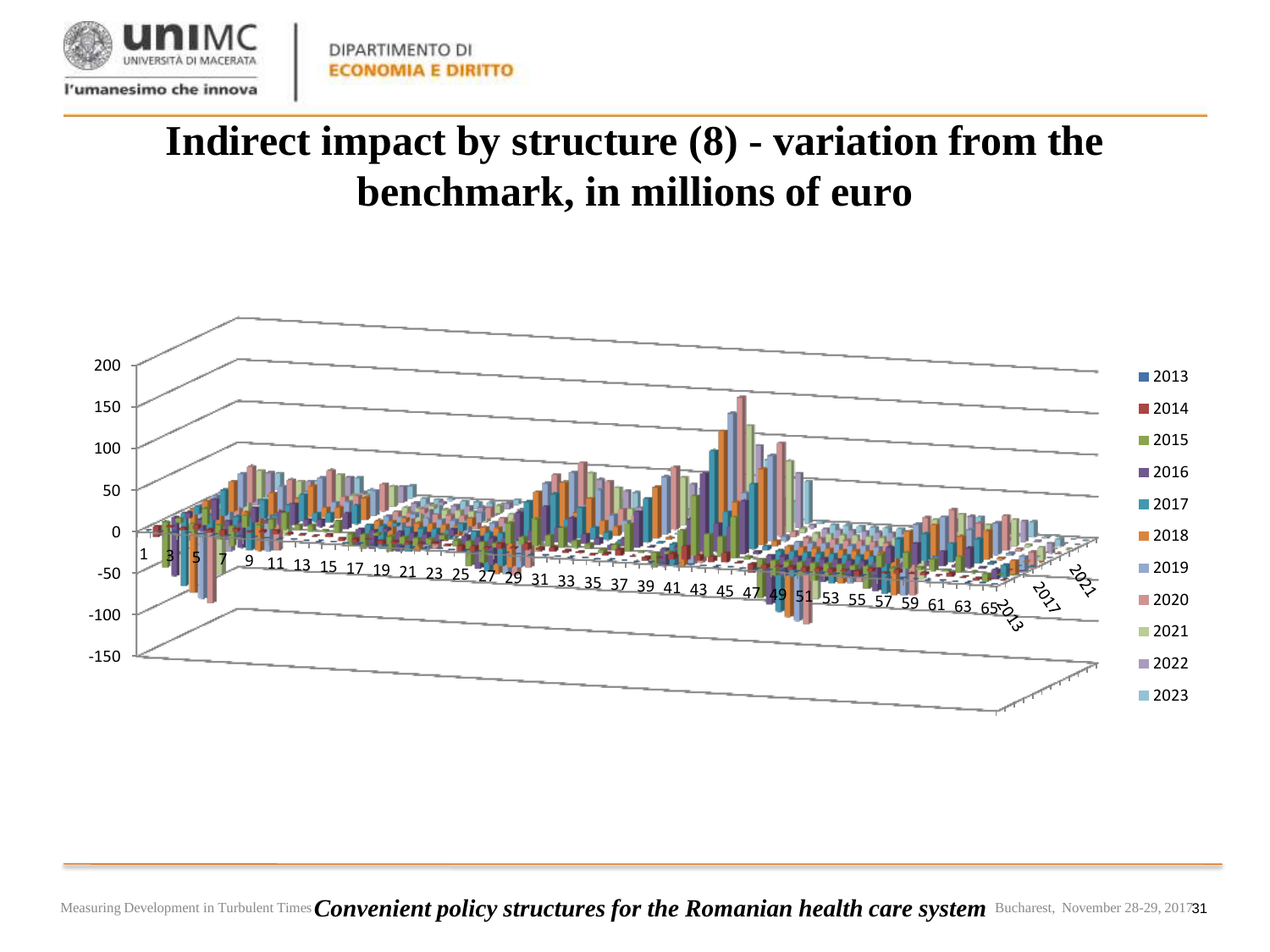# Indirect impact by structure (8) - variation from the benchmark, in millions of euro

200
150
100
50
0
-50
-100
-150

1 3 5 7 9 11 13 15 17 19 21 23 25 27 29 31 33 35 37 39 41 43 45 47 49 51 53 55 57 59 61 63 65

2013 2017 2021

- 2013
- 2014
- 2015
- 2016
- 2017
- 2018
- 2019
- 2020
- 2021
- 2022
- 2023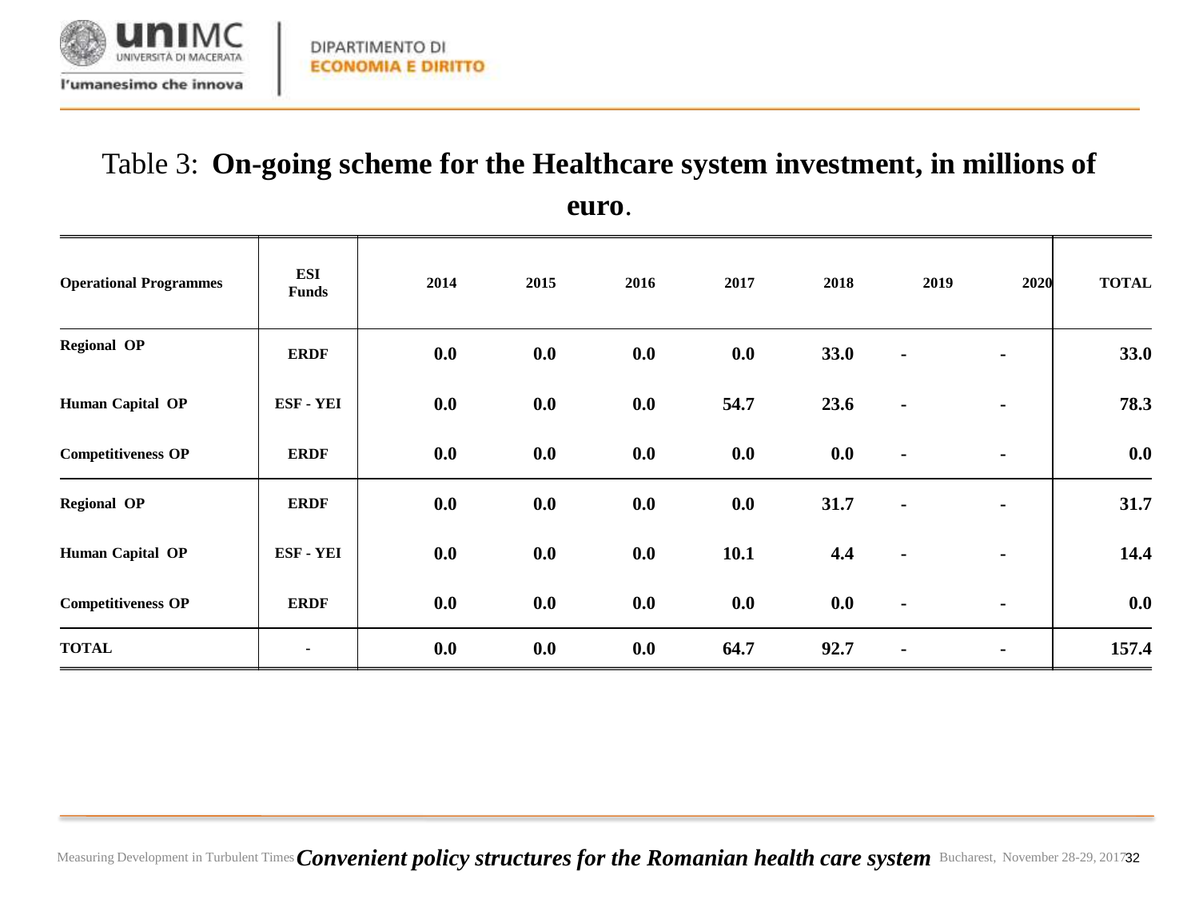Table 3: **On-going scheme for the Healthcare system investment, in millions of euro**.

| Operational Programmes | ESI Funds | 2014 | 2015 | 2016 | 2017 | 2018 | 2019 | 2020 | TOTAL |
|---|---|---|---|---|---|---|---|---|---|
| Regional OP | ERDF | 0.0 | 0.0 | 0.0 | 0.0 | 33.0 | - | - | 33.0 |
| Human Capital OP | ESF - YEI | 0.0 | 0.0 | 0.0 | 54.7 | 23.6 | - | - | 78.3 |
| Competitiveness OP | ERDF | 0.0 | 0.0 | 0.0 | 0.0 | 0.0 | - | - | 0.0 |
| Regional OP | ERDF | 0.0 | 0.0 | 0.0 | 0.0 | 31.7 | - | - | 31.7 |
| Human Capital OP | ESF - YEI | 0.0 | 0.0 | 0.0 | 10.1 | 4.4 | - | - | 14.4 |
| Competitiveness OP | ERDF | 0.0 | 0.0 | 0.0 | 0.0 | 0.0 | - | - | 0.0 |
| TOTAL | - | 0.0 | 0.0 | 0.0 | 64.7 | 92.7 | - | - | 157.4 |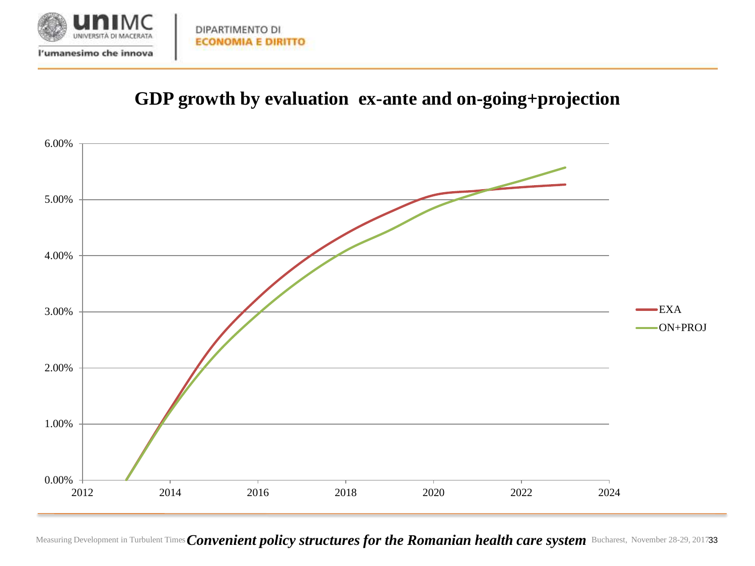## GDP growth by evaluation ex-ante and on-going+projection

6.00%
5.00%
4.00%
3.00%
2.00%
1.00%
0.00%

2012
2014
2016
2018
2020
2022
2024

EXA
ON+PROJ